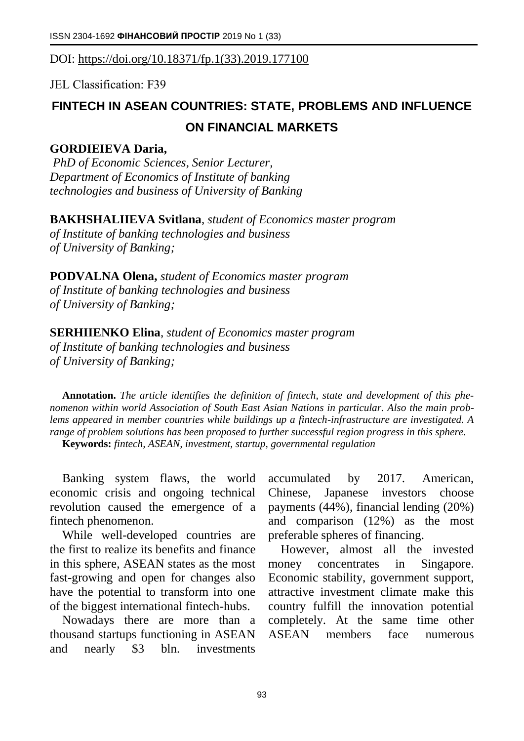DOI: https://doi.org/10.18371/fp.1(33).2019.177100

JEL Classification: F39

# FINTECH IN ASEAN COUNTRIES: STATE, PROBLEMS AND INFLUENCE ON FINANCIAL MARKETS

**GORDIEIEVA Daria,**
*PhD of Economic Sciences, Senior Lecturer, Department of Economics of Institute of banking technologies and business of University of Banking*

**BAKHSHALIIEVA Svitlana**, *student of Economics master program of Institute of banking technologies and business of University of Banking;*

**PODVALNA Olena,** *student of Economics master program of Institute of banking technologies and business of University of Banking;*

**SERHIIENKO Elina**, *student of Economics master program of Institute of banking technologies and business of University of Banking;*

**Annotation.** *The article identifies the definition of fintech, state and development of this phenomenon within world Association of South East Asian Nations in particular. Also the main problems appeared in member countries while buildings up a fintech-infrastructure are investigated. A range of problem solutions has been proposed to further successful region progress in this sphere.*

**Keywords:** *fintech, ASEAN, investment, startup, governmental regulation*

Banking system flaws, the world economic crisis and ongoing technical revolution caused the emergence of a fintech phenomenon.

While well-developed countries are the first to realize its benefits and finance in this sphere, ASEAN states as the most fast-growing and open for changes also have the potential to transform into one of the biggest international fintech-hubs.

Nowadays there are more than a thousand startups functioning in ASEAN and nearly $3 bln. investments accumulated by 2017. American, Chinese, Japanese investors choose payments (44%), financial lending (20%) and comparison (12%) as the most preferable spheres of financing.

However, almost all the invested money concentrates in Singapore. Economic stability, government support, attractive investment climate make this country fulfill the innovation potential completely. At the same time other ASEAN members face numerous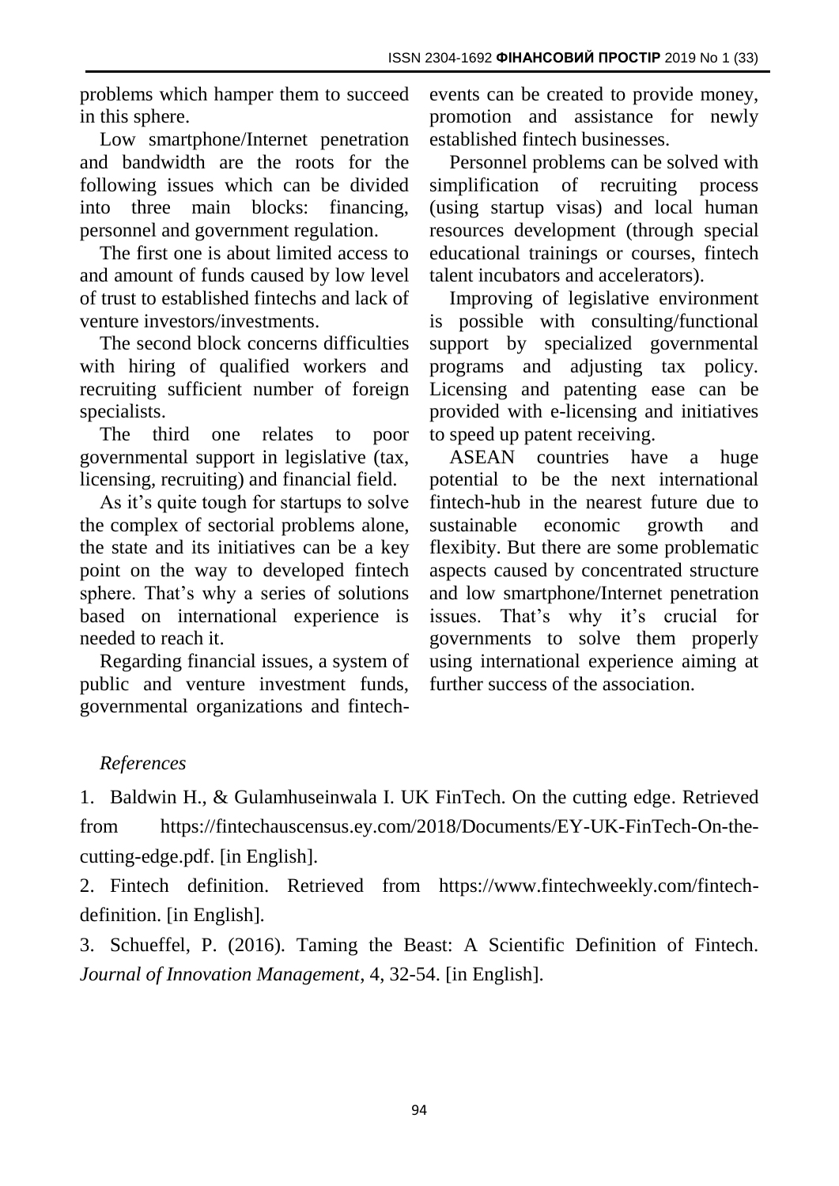problems which hamper them to succeed in this sphere.

Low smartphone/Internet penetration and bandwidth are the roots for the following issues which can be divided into three main blocks: financing, personnel and government regulation.

The first one is about limited access to and amount of funds caused by low level of trust to established fintechs and lack of venture investors/investments.

The second block concerns difficulties with hiring of qualified workers and recruiting sufficient number of foreign specialists.

The third one relates to poor governmental support in legislative (tax, licensing, recruiting) and financial field.

As it's quite tough for startups to solve the complex of sectorial problems alone, the state and its initiatives can be a key point on the way to developed fintech sphere. That's why a series of solutions based on international experience is needed to reach it.

Regarding financial issues, a system of public and venture investment funds, governmental organizations and fintech-events can be created to provide money, promotion and assistance for newly established fintech businesses.

Personnel problems can be solved with simplification of recruiting process (using startup visas) and local human resources development (through special educational trainings or courses, fintech talent incubators and accelerators).

Improving of legislative environment is possible with consulting/functional support by specialized governmental programs and adjusting tax policy. Licensing and patenting ease can be provided with e-licensing and initiatives to speed up patent receiving.

ASEAN countries have a huge potential to be the next international fintech-hub in the nearest future due to sustainable economic growth and flexibity. But there are some problematic aspects caused by concentrated structure and low smartphone/Internet penetration issues. That's why it's crucial for governments to solve them properly using international experience aiming at further success of the association.

*References*

1. Baldwin H., & Gulamhuseinwala I. UK FinTech. On the cutting edge. Retrieved from https://fintechauscensus.ey.com/2018/Documents/EY-UK-FinTech-On-the-cutting-edge.pdf. [in English].

2. Fintech definition. Retrieved from https://www.fintechweekly.com/fintech-definition. [in English].

3. Schueffel, P. (2016). Taming the Beast: A Scientific Definition of Fintech. *Journal of Innovation Management*, 4, 32-54. [in English].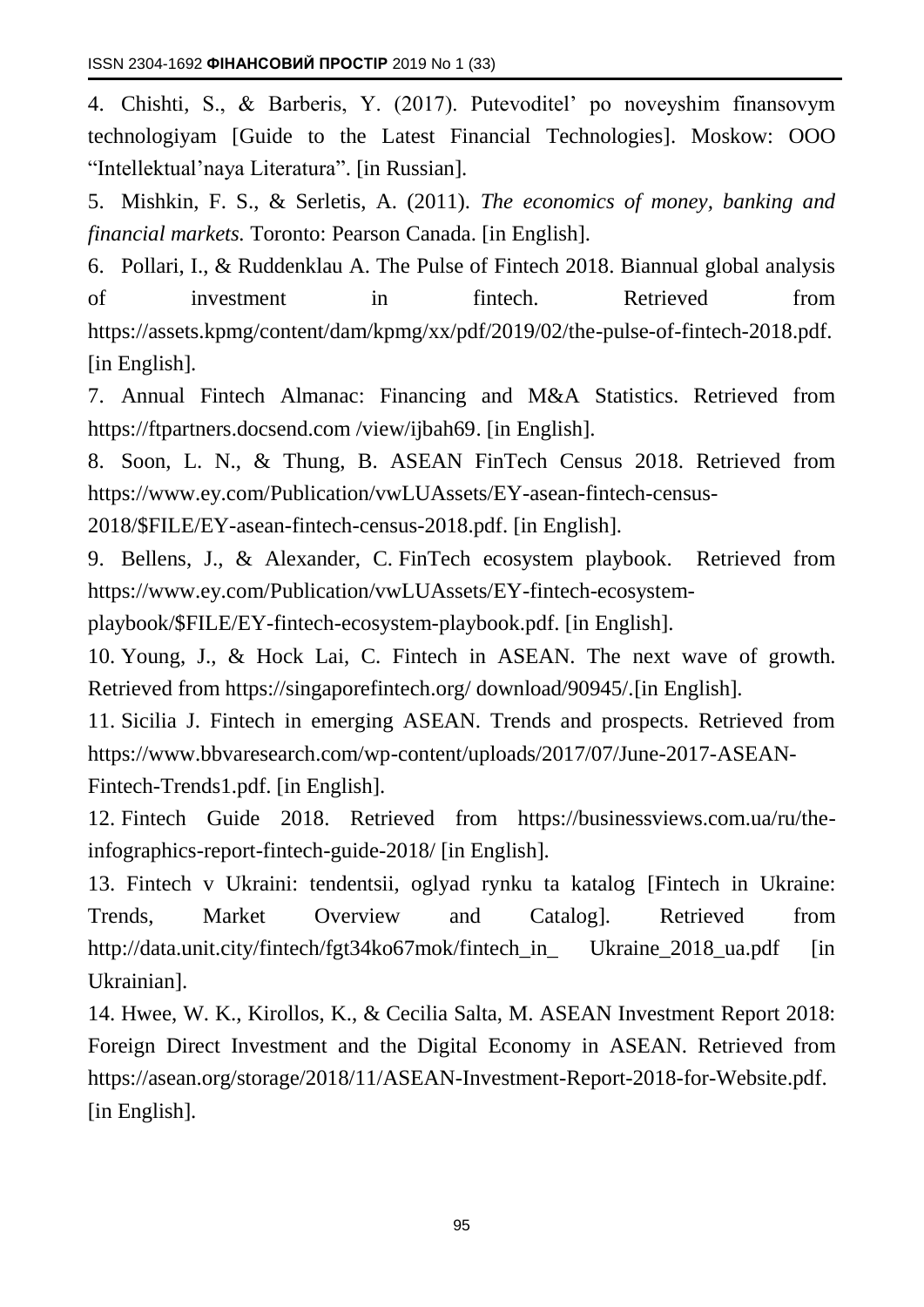4. Chishti, S., & Barberis, Y. (2017). Putevoditel' po noveyshim finansovym technologiyam [Guide to the Latest Financial Technologies]. Moskow: OOO "Intellektual'naya Literatura". [in Russian].

5. Mishkin, F. S., & Serletis, A. (2011). *The economics of money, banking and financial markets.* Toronto: Pearson Canada. [in English].

6. Pollari, I., & Ruddenklau A. The Pulse of Fintech 2018. Biannual global analysis of investment in fintech. Retrieved from https://assets.kpmg/content/dam/kpmg/xx/pdf/2019/02/the-pulse-of-fintech-2018.pdf. [in English].

7. Annual Fintech Almanac: Financing and M&A Statistics. Retrieved from https://ftpartners.docsend.com /view/ijbah69. [in English].

8. Soon, L. N., & Thung, B. ASEAN FinTech Census 2018. Retrieved from https://www.ey.com/Publication/vwLUAssets/EY-asean-fintech-census-2018/$FILE/EY-asean-fintech-census-2018.pdf. [in English].

9. Bellens, J., & Alexander, C. FinTech ecosystem playbook. Retrieved from https://www.ey.com/Publication/vwLUAssets/EY-fintech-ecosystem-playbook/$FILE/EY-fintech-ecosystem-playbook.pdf. [in English].

10. Young, J., & Hock Lai, C. Fintech in ASEAN. The next wave of growth. Retrieved from https://singaporefintech.org/ download/90945/.[in English].

11. Sicilia J. Fintech in emerging ASEAN. Trends and prospects. Retrieved from https://www.bbvaresearch.com/wp-content/uploads/2017/07/June-2017-ASEAN-Fintech-Trends1.pdf. [in English].

12. Fintech Guide 2018. Retrieved from https://businessviews.com.ua/ru/the-infographics-report-fintech-guide-2018/ [in English].

13. Fintech v Ukraini: tendentsii, oglyad rynku ta katalog [Fintech in Ukraine: Trends, Market Overview and Catalog]. Retrieved from http://data.unit.city/fintech/fgt34ko67mok/fintech_in_ Ukraine_2018_ua.pdf [in Ukrainian].

14. Hwee, W. K., Kirollos, K., & Cecilia Salta, M. ASEAN Investment Report 2018: Foreign Direct Investment and the Digital Economy in ASEAN. Retrieved from https://asean.org/storage/2018/11/ASEAN-Investment-Report-2018-for-Website.pdf. [in English].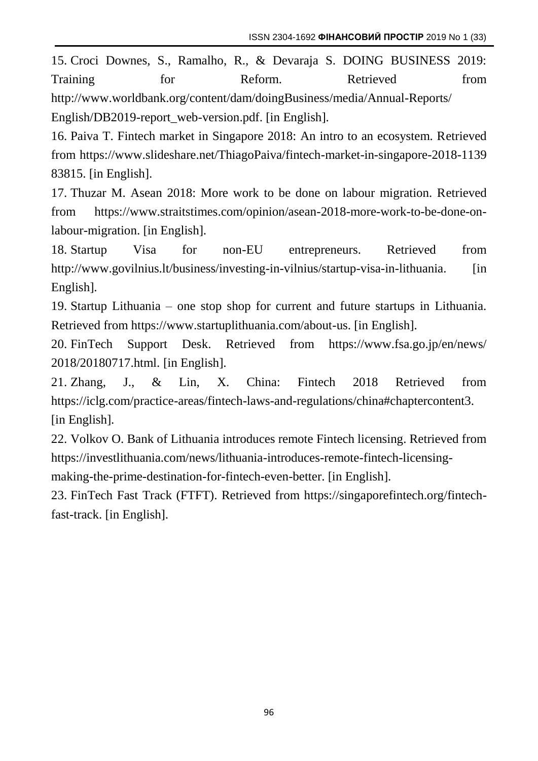15. Croci Downes, S., Ramalho, R., & Devaraja S. DOING BUSINESS 2019: Training for Reform. Retrieved from http://www.worldbank.org/content/dam/doingBusiness/media/Annual-Reports/English/DB2019-report_web-version.pdf. [in English].

16. Paiva T. Fintech market in Singapore 2018: An intro to an ecosystem. Retrieved from https://www.slideshare.net/ThiagoPaiva/fintech-market-in-singapore-2018-113983815. [in English].

17. Thuzar M. Asean 2018: More work to be done on labour migration. Retrieved from https://www.straitstimes.com/opinion/asean-2018-more-work-to-be-done-on-labour-migration. [in English].

18. Startup Visa for non-EU entrepreneurs. Retrieved from http://www.govilnius.lt/business/investing-in-vilnius/startup-visa-in-lithuania. [in English].

19. Startup Lithuania – one stop shop for current and future startups in Lithuania. Retrieved from https://www.startuplithuania.com/about-us. [in English].

20. FinTech Support Desk. Retrieved from https://www.fsa.go.jp/en/news/2018/20180717.html. [in English].

21. Zhang, J., & Lin, X. China: Fintech 2018 Retrieved from https://iclg.com/practice-areas/fintech-laws-and-regulations/china#chaptercontent3. [in English].

22. Volkov O. Bank of Lithuania introduces remote Fintech licensing. Retrieved from https://investlithuania.com/news/lithuania-introduces-remote-fintech-licensing-making-the-prime-destination-for-fintech-even-better. [in English].

23. FinTech Fast Track (FTFT). Retrieved from https://singaporefintech.org/fintech-fast-track. [in English].